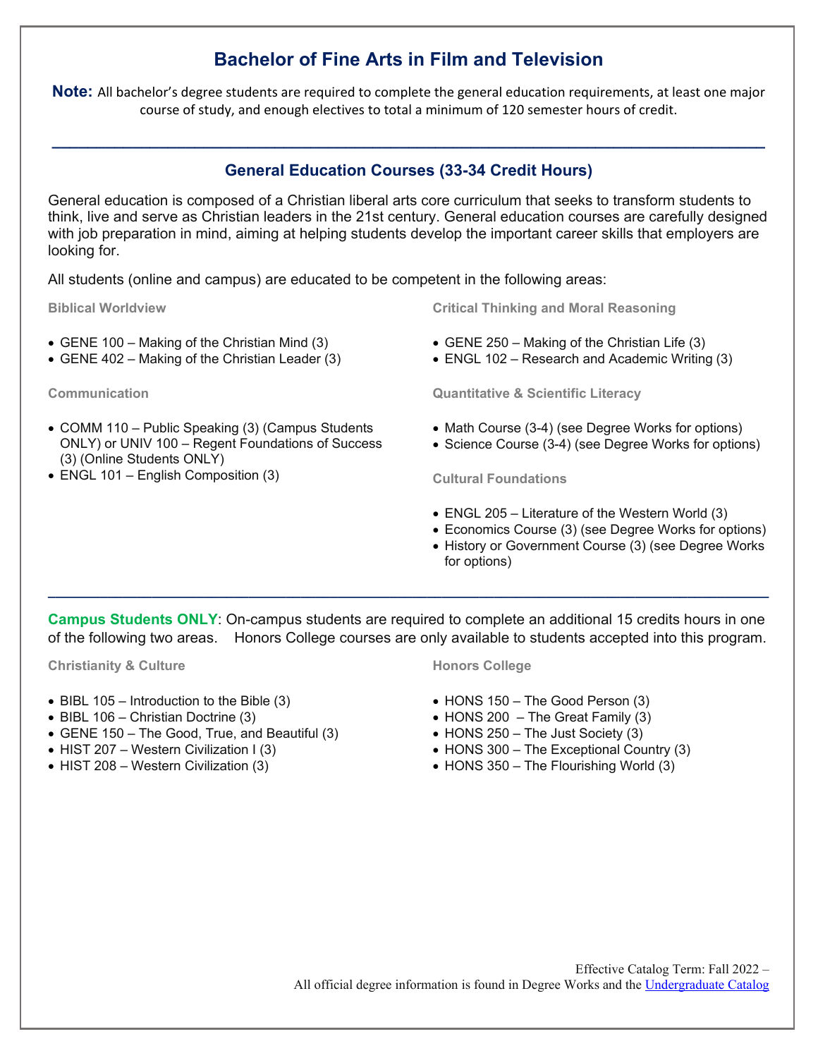# Bachelor of Fine Arts in Film and Television

**Note:** All bachelor's degree students are required to complete the general education requirements, at least one major course of study, and enough electives to total a minimum of 120 semester hours of credit.

---

## General Education Courses (33-34 Credit Hours)

General education is composed of a Christian liberal arts core curriculum that seeks to transform students to think, live and serve as Christian leaders in the 21st century. General education courses are carefully designed with job preparation in mind, aiming at helping students develop the important career skills that employers are looking for.

All students (online and campus) are educated to be competent in the following areas:

### Biblical Worldview

- GENE 100 – Making of the Christian Mind (3)
- GENE 402 – Making of the Christian Leader (3)

### Communication

- COMM 110 – Public Speaking (3) (Campus Students ONLY) or UNIV 100 – Regent Foundations of Success (3) (Online Students ONLY)
- ENGL 101 – English Composition (3)

### Critical Thinking and Moral Reasoning

- GENE 250 – Making of the Christian Life (3)
- ENGL 102 – Research and Academic Writing (3)

### Quantitative & Scientific Literacy

- Math Course (3-4) (see Degree Works for options)
- Science Course (3-4) (see Degree Works for options)

### Cultural Foundations

- ENGL 205 – Literature of the Western World (3)
- Economics Course (3) (see Degree Works for options)
- History or Government Course (3) (see Degree Works for options)

---

**Campus Students ONLY**: On-campus students are required to complete an additional 15 credits hours in one of the following two areas. Honors College courses are only available to students accepted into this program.

### Christianity & Culture

- BIBL 105 – Introduction to the Bible (3)
- BIBL 106 – Christian Doctrine (3)
- GENE 150 – The Good, True, and Beautiful (3)
- HIST 207 – Western Civilization I (3)
- HIST 208 – Western Civilization (3)

### Honors College

- HONS 150 – The Good Person (3)
- HONS 200 – The Great Family (3)
- HONS 250 – The Just Society (3)
- HONS 300 – The Exceptional Country (3)
- HONS 350 – The Flourishing World (3)

Effective Catalog Term: Fall 2022 –
All official degree information is found in Degree Works and the Undergraduate Catalog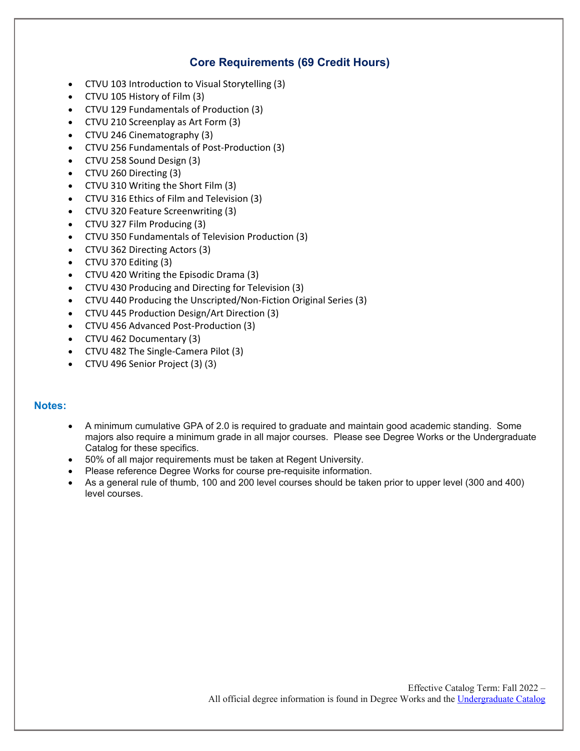## Core Requirements (69 Credit Hours)

- CTVU 103 Introduction to Visual Storytelling (3)
- CTVU 105 History of Film (3)
- CTVU 129 Fundamentals of Production (3)
- CTVU 210 Screenplay as Art Form (3)
- CTVU 246 Cinematography (3)
- CTVU 256 Fundamentals of Post-Production (3)
- CTVU 258 Sound Design (3)
- CTVU 260 Directing (3)
- CTVU 310 Writing the Short Film (3)
- CTVU 316 Ethics of Film and Television (3)
- CTVU 320 Feature Screenwriting (3)
- CTVU 327 Film Producing (3)
- CTVU 350 Fundamentals of Television Production (3)
- CTVU 362 Directing Actors (3)
- CTVU 370 Editing (3)
- CTVU 420 Writing the Episodic Drama (3)
- CTVU 430 Producing and Directing for Television (3)
- CTVU 440 Producing the Unscripted/Non-Fiction Original Series (3)
- CTVU 445 Production Design/Art Direction (3)
- CTVU 456 Advanced Post-Production (3)
- CTVU 462 Documentary (3)
- CTVU 482 The Single-Camera Pilot (3)
- CTVU 496 Senior Project (3) (3)

### Notes:

- A minimum cumulative GPA of 2.0 is required to graduate and maintain good academic standing. Some majors also require a minimum grade in all major courses. Please see Degree Works or the Undergraduate Catalog for these specifics.
- 50% of all major requirements must be taken at Regent University.
- Please reference Degree Works for course pre-requisite information.
- As a general rule of thumb, 100 and 200 level courses should be taken prior to upper level (300 and 400) level courses.

Effective Catalog Term: Fall 2022 –
All official degree information is found in Degree Works and the Undergraduate Catalog